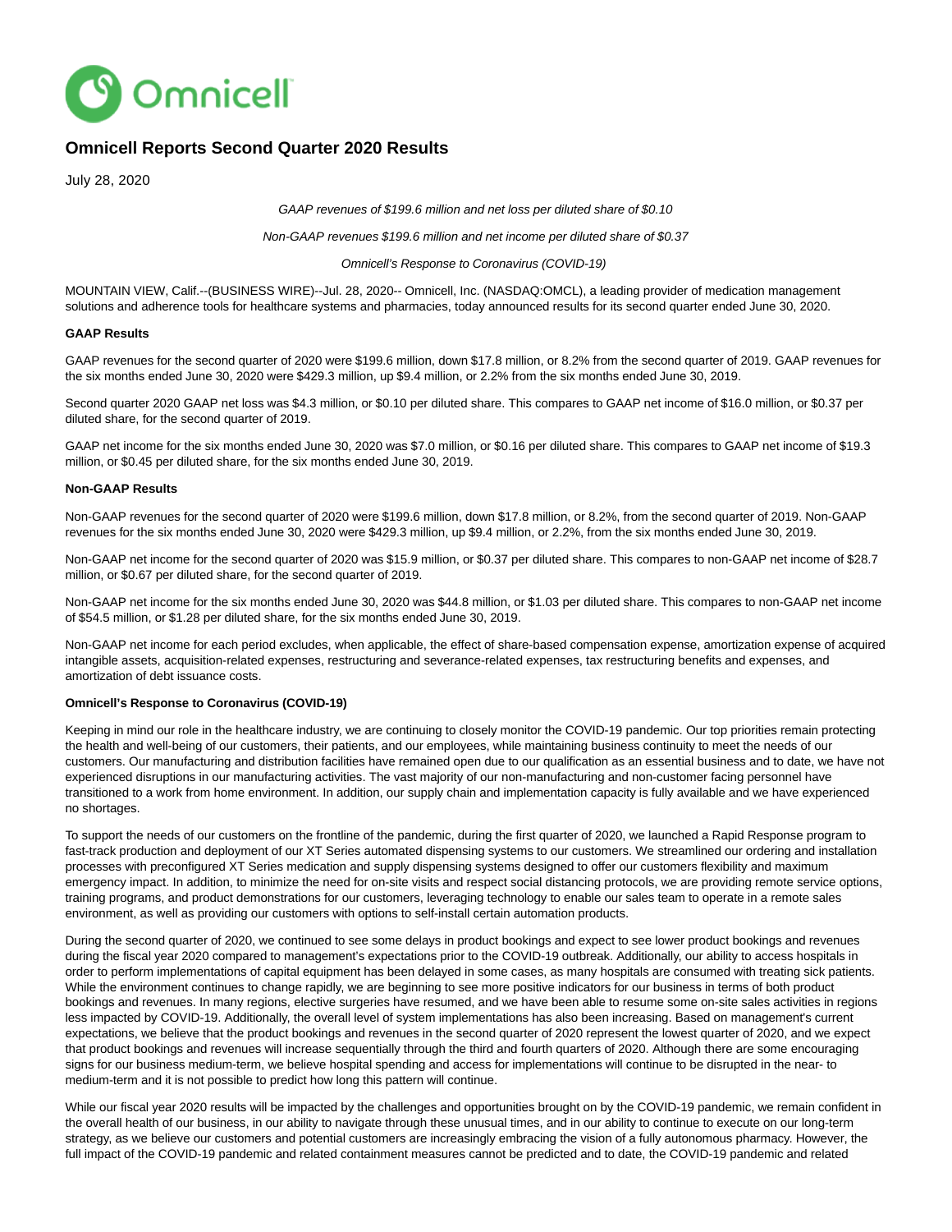# Omnicell Reports Second Quarter 2020 Results

July 28, 2020

*GAAP revenues of $199.6 million and net loss per diluted share of $0.10*

*Non-GAAP revenues $199.6 million and net income per diluted share of $0.37*

*Omnicell's Response to Coronavirus (COVID-19)*

MOUNTAIN VIEW, Calif.--(BUSINESS WIRE)--Jul. 28, 2020-- Omnicell, Inc. (NASDAQ:OMCL), a leading provider of medication management solutions and adherence tools for healthcare systems and pharmacies, today announced results for its second quarter ended June 30, 2020.

**GAAP Results**

GAAP revenues for the second quarter of 2020 were $199.6 million, down $17.8 million, or 8.2% from the second quarter of 2019. GAAP revenues for the six months ended June 30, 2020 were $429.3 million, up $9.4 million, or 2.2% from the six months ended June 30, 2019.

Second quarter 2020 GAAP net loss was $4.3 million, or $0.10 per diluted share. This compares to GAAP net income of $16.0 million, or $0.37 per diluted share, for the second quarter of 2019.

GAAP net income for the six months ended June 30, 2020 was $7.0 million, or $0.16 per diluted share. This compares to GAAP net income of $19.3 million, or $0.45 per diluted share, for the six months ended June 30, 2019.

**Non-GAAP Results**

Non-GAAP revenues for the second quarter of 2020 were $199.6 million, down $17.8 million, or 8.2%, from the second quarter of 2019. Non-GAAP revenues for the six months ended June 30, 2020 were $429.3 million, up $9.4 million, or 2.2%, from the six months ended June 30, 2019.

Non-GAAP net income for the second quarter of 2020 was $15.9 million, or $0.37 per diluted share. This compares to non-GAAP net income of $28.7 million, or $0.67 per diluted share, for the second quarter of 2019.

Non-GAAP net income for the six months ended June 30, 2020 was $44.8 million, or $1.03 per diluted share. This compares to non-GAAP net income of $54.5 million, or $1.28 per diluted share, for the six months ended June 30, 2019.

Non-GAAP net income for each period excludes, when applicable, the effect of share-based compensation expense, amortization expense of acquired intangible assets, acquisition-related expenses, restructuring and severance-related expenses, tax restructuring benefits and expenses, and amortization of debt issuance costs.

**Omnicell's Response to Coronavirus (COVID-19)**

Keeping in mind our role in the healthcare industry, we are continuing to closely monitor the COVID-19 pandemic. Our top priorities remain protecting the health and well-being of our customers, their patients, and our employees, while maintaining business continuity to meet the needs of our customers. Our manufacturing and distribution facilities have remained open due to our qualification as an essential business and to date, we have not experienced disruptions in our manufacturing activities. The vast majority of our non-manufacturing and non-customer facing personnel have transitioned to a work from home environment. In addition, our supply chain and implementation capacity is fully available and we have experienced no shortages.

To support the needs of our customers on the frontline of the pandemic, during the first quarter of 2020, we launched a Rapid Response program to fast-track production and deployment of our XT Series automated dispensing systems to our customers. We streamlined our ordering and installation processes with preconfigured XT Series medication and supply dispensing systems designed to offer our customers flexibility and maximum emergency impact. In addition, to minimize the need for on-site visits and respect social distancing protocols, we are providing remote service options, training programs, and product demonstrations for our customers, leveraging technology to enable our sales team to operate in a remote sales environment, as well as providing our customers with options to self-install certain automation products.

During the second quarter of 2020, we continued to see some delays in product bookings and expect to see lower product bookings and revenues during the fiscal year 2020 compared to management's expectations prior to the COVID-19 outbreak. Additionally, our ability to access hospitals in order to perform implementations of capital equipment has been delayed in some cases, as many hospitals are consumed with treating sick patients. While the environment continues to change rapidly, we are beginning to see more positive indicators for our business in terms of both product bookings and revenues. In many regions, elective surgeries have resumed, and we have been able to resume some on-site sales activities in regions less impacted by COVID-19. Additionally, the overall level of system implementations has also been increasing. Based on management's current expectations, we believe that the product bookings and revenues in the second quarter of 2020 represent the lowest quarter of 2020, and we expect that product bookings and revenues will increase sequentially through the third and fourth quarters of 2020. Although there are some encouraging signs for our business medium-term, we believe hospital spending and access for implementations will continue to be disrupted in the near- to medium-term and it is not possible to predict how long this pattern will continue.

While our fiscal year 2020 results will be impacted by the challenges and opportunities brought on by the COVID-19 pandemic, we remain confident in the overall health of our business, in our ability to navigate through these unusual times, and in our ability to continue to execute on our long-term strategy, as we believe our customers and potential customers are increasingly embracing the vision of a fully autonomous pharmacy. However, the full impact of the COVID-19 pandemic and related containment measures cannot be predicted and to date, the COVID-19 pandemic and related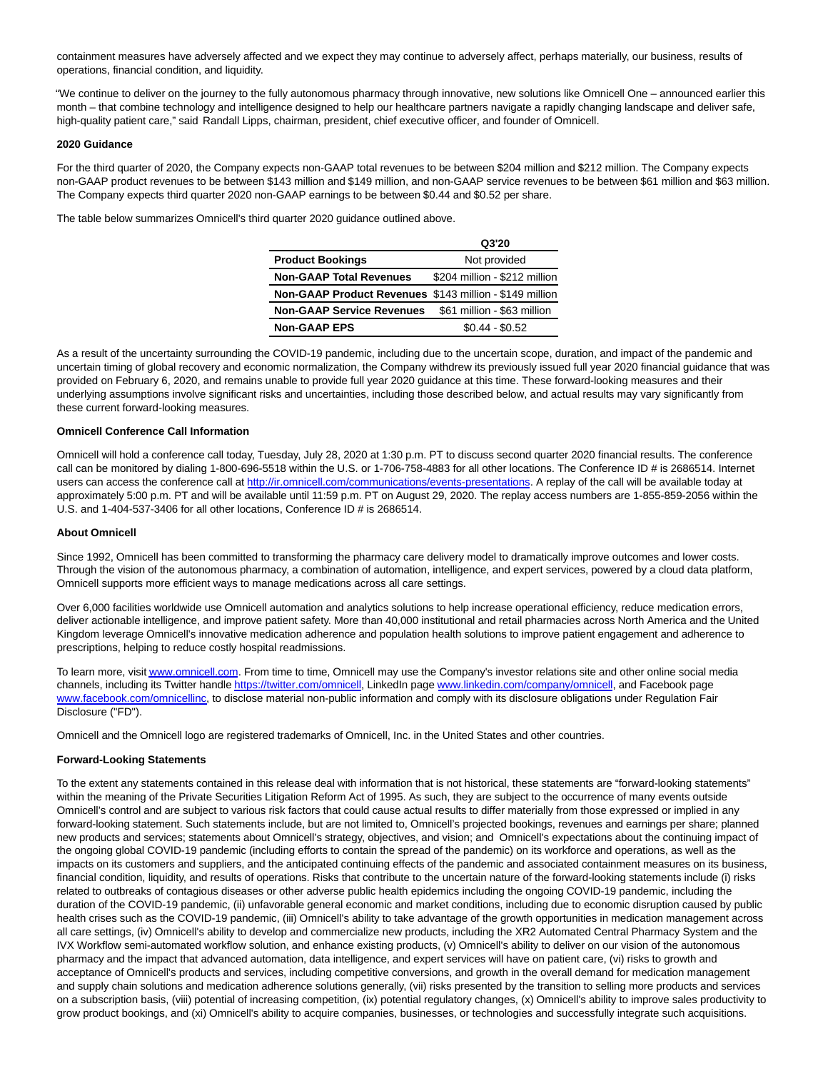containment measures have adversely affected and we expect they may continue to adversely affect, perhaps materially, our business, results of operations, financial condition, and liquidity.

"We continue to deliver on the journey to the fully autonomous pharmacy through innovative, new solutions like Omnicell One – announced earlier this month – that combine technology and intelligence designed to help our healthcare partners navigate a rapidly changing landscape and deliver safe, high-quality patient care," said Randall Lipps, chairman, president, chief executive officer, and founder of Omnicell.

**2020 Guidance**

For the third quarter of 2020, the Company expects non-GAAP total revenues to be between $204 million and $212 million. The Company expects non-GAAP product revenues to be between $143 million and $149 million, and non-GAAP service revenues to be between $61 million and $63 million. The Company expects third quarter 2020 non-GAAP earnings to be between $0.44 and $0.52 per share.

The table below summarizes Omnicell's third quarter 2020 guidance outlined above.

| | Q3'20 |
|---|---|
| **Product Bookings** | Not provided |
| **Non-GAAP Total Revenues** | $204 million - $212 million |
| **Non-GAAP Product Revenues** | $143 million - $149 million |
| **Non-GAAP Service Revenues** | $61 million - $63 million |
| **Non-GAAP EPS** | $0.44 - $0.52 |

As a result of the uncertainty surrounding the COVID-19 pandemic, including due to the uncertain scope, duration, and impact of the pandemic and uncertain timing of global recovery and economic normalization, the Company withdrew its previously issued full year 2020 financial guidance that was provided on February 6, 2020, and remains unable to provide full year 2020 guidance at this time. These forward-looking measures and their underlying assumptions involve significant risks and uncertainties, including those described below, and actual results may vary significantly from these current forward-looking measures.

**Omnicell Conference Call Information**

Omnicell will hold a conference call today, Tuesday, July 28, 2020 at 1:30 p.m. PT to discuss second quarter 2020 financial results. The conference call can be monitored by dialing 1-800-696-5518 within the U.S. or 1-706-758-4883 for all other locations. The Conference ID # is 2686514. Internet users can access the conference call at http://ir.omnicell.com/communications/events-presentations. A replay of the call will be available today at approximately 5:00 p.m. PT and will be available until 11:59 p.m. PT on August 29, 2020. The replay access numbers are 1-855-859-2056 within the U.S. and 1-404-537-3406 for all other locations, Conference ID # is 2686514.

**About Omnicell**

Since 1992, Omnicell has been committed to transforming the pharmacy care delivery model to dramatically improve outcomes and lower costs. Through the vision of the autonomous pharmacy, a combination of automation, intelligence, and expert services, powered by a cloud data platform, Omnicell supports more efficient ways to manage medications across all care settings.

Over 6,000 facilities worldwide use Omnicell automation and analytics solutions to help increase operational efficiency, reduce medication errors, deliver actionable intelligence, and improve patient safety. More than 40,000 institutional and retail pharmacies across North America and the United Kingdom leverage Omnicell's innovative medication adherence and population health solutions to improve patient engagement and adherence to prescriptions, helping to reduce costly hospital readmissions.

To learn more, visit www.omnicell.com. From time to time, Omnicell may use the Company's investor relations site and other online social media channels, including its Twitter handle https://twitter.com/omnicell, LinkedIn page www.linkedin.com/company/omnicell, and Facebook page www.facebook.com/omnicellinc, to disclose material non-public information and comply with its disclosure obligations under Regulation Fair Disclosure ("FD").

Omnicell and the Omnicell logo are registered trademarks of Omnicell, Inc. in the United States and other countries.

**Forward-Looking Statements**

To the extent any statements contained in this release deal with information that is not historical, these statements are "forward-looking statements" within the meaning of the Private Securities Litigation Reform Act of 1995. As such, they are subject to the occurrence of many events outside Omnicell's control and are subject to various risk factors that could cause actual results to differ materially from those expressed or implied in any forward-looking statement. Such statements include, but are not limited to, Omnicell's projected bookings, revenues and earnings per share; planned new products and services; statements about Omnicell's strategy, objectives, and vision; and Omnicell's expectations about the continuing impact of the ongoing global COVID-19 pandemic (including efforts to contain the spread of the pandemic) on its workforce and operations, as well as the impacts on its customers and suppliers, and the anticipated continuing effects of the pandemic and associated containment measures on its business, financial condition, liquidity, and results of operations. Risks that contribute to the uncertain nature of the forward-looking statements include (i) risks related to outbreaks of contagious diseases or other adverse public health epidemics including the ongoing COVID-19 pandemic, including the duration of the COVID-19 pandemic, (ii) unfavorable general economic and market conditions, including due to economic disruption caused by public health crises such as the COVID-19 pandemic, (iii) Omnicell's ability to take advantage of the growth opportunities in medication management across all care settings, (iv) Omnicell's ability to develop and commercialize new products, including the XR2 Automated Central Pharmacy System and the IVX Workflow semi-automated workflow solution, and enhance existing products, (v) Omnicell's ability to deliver on our vision of the autonomous pharmacy and the impact that advanced automation, data intelligence, and expert services will have on patient care, (vi) risks to growth and acceptance of Omnicell's products and services, including competitive conversions, and growth in the overall demand for medication management and supply chain solutions and medication adherence solutions generally, (vii) risks presented by the transition to selling more products and services on a subscription basis, (viii) potential of increasing competition, (ix) potential regulatory changes, (x) Omnicell's ability to improve sales productivity to grow product bookings, and (xi) Omnicell's ability to acquire companies, businesses, or technologies and successfully integrate such acquisitions.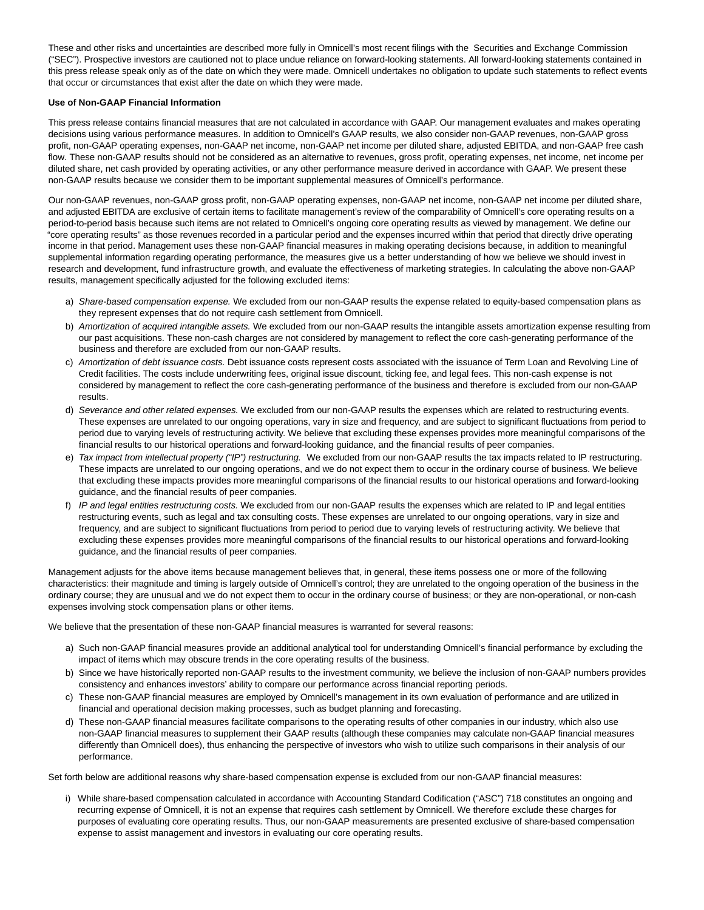These and other risks and uncertainties are described more fully in Omnicell's most recent filings with the Securities and Exchange Commission ("SEC"). Prospective investors are cautioned not to place undue reliance on forward-looking statements. All forward-looking statements contained in this press release speak only as of the date on which they were made. Omnicell undertakes no obligation to update such statements to reflect events that occur or circumstances that exist after the date on which they were made.

**Use of Non-GAAP Financial Information**

This press release contains financial measures that are not calculated in accordance with GAAP. Our management evaluates and makes operating decisions using various performance measures. In addition to Omnicell's GAAP results, we also consider non-GAAP revenues, non-GAAP gross profit, non-GAAP operating expenses, non-GAAP net income, non-GAAP net income per diluted share, adjusted EBITDA, and non-GAAP free cash flow. These non-GAAP results should not be considered as an alternative to revenues, gross profit, operating expenses, net income, net income per diluted share, net cash provided by operating activities, or any other performance measure derived in accordance with GAAP. We present these non-GAAP results because we consider them to be important supplemental measures of Omnicell's performance.

Our non-GAAP revenues, non-GAAP gross profit, non-GAAP operating expenses, non-GAAP net income, non-GAAP net income per diluted share, and adjusted EBITDA are exclusive of certain items to facilitate management's review of the comparability of Omnicell's core operating results on a period-to-period basis because such items are not related to Omnicell's ongoing core operating results as viewed by management. We define our "core operating results" as those revenues recorded in a particular period and the expenses incurred within that period that directly drive operating income in that period. Management uses these non-GAAP financial measures in making operating decisions because, in addition to meaningful supplemental information regarding operating performance, the measures give us a better understanding of how we believe we should invest in research and development, fund infrastructure growth, and evaluate the effectiveness of marketing strategies. In calculating the above non-GAAP results, management specifically adjusted for the following excluded items:

a) *Share-based compensation expense.* We excluded from our non-GAAP results the expense related to equity-based compensation plans as they represent expenses that do not require cash settlement from Omnicell.
b) *Amortization of acquired intangible assets.* We excluded from our non-GAAP results the intangible assets amortization expense resulting from our past acquisitions. These non-cash charges are not considered by management to reflect the core cash-generating performance of the business and therefore are excluded from our non-GAAP results.
c) *Amortization of debt issuance costs.* Debt issuance costs represent costs associated with the issuance of Term Loan and Revolving Line of Credit facilities. The costs include underwriting fees, original issue discount, ticking fee, and legal fees. This non-cash expense is not considered by management to reflect the core cash-generating performance of the business and therefore is excluded from our non-GAAP results.
d) *Severance and other related expenses.* We excluded from our non-GAAP results the expenses which are related to restructuring events. These expenses are unrelated to our ongoing operations, vary in size and frequency, and are subject to significant fluctuations from period to period due to varying levels of restructuring activity. We believe that excluding these expenses provides more meaningful comparisons of the financial results to our historical operations and forward-looking guidance, and the financial results of peer companies.
e) *Tax impact from intellectual property ("IP") restructuring.* We excluded from our non-GAAP results the tax impacts related to IP restructuring. These impacts are unrelated to our ongoing operations, and we do not expect them to occur in the ordinary course of business. We believe that excluding these impacts provides more meaningful comparisons of the financial results to our historical operations and forward-looking guidance, and the financial results of peer companies.
f) *IP and legal entities restructuring costs.* We excluded from our non-GAAP results the expenses which are related to IP and legal entities restructuring events, such as legal and tax consulting costs. These expenses are unrelated to our ongoing operations, vary in size and frequency, and are subject to significant fluctuations from period to period due to varying levels of restructuring activity. We believe that excluding these expenses provides more meaningful comparisons of the financial results to our historical operations and forward-looking guidance, and the financial results of peer companies.

Management adjusts for the above items because management believes that, in general, these items possess one or more of the following characteristics: their magnitude and timing is largely outside of Omnicell's control; they are unrelated to the ongoing operation of the business in the ordinary course; they are unusual and we do not expect them to occur in the ordinary course of business; or they are non-operational, or non-cash expenses involving stock compensation plans or other items.

We believe that the presentation of these non-GAAP financial measures is warranted for several reasons:

a) Such non-GAAP financial measures provide an additional analytical tool for understanding Omnicell's financial performance by excluding the impact of items which may obscure trends in the core operating results of the business.
b) Since we have historically reported non-GAAP results to the investment community, we believe the inclusion of non-GAAP numbers provides consistency and enhances investors' ability to compare our performance across financial reporting periods.
c) These non-GAAP financial measures are employed by Omnicell's management in its own evaluation of performance and are utilized in financial and operational decision making processes, such as budget planning and forecasting.
d) These non-GAAP financial measures facilitate comparisons to the operating results of other companies in our industry, which also use non-GAAP financial measures to supplement their GAAP results (although these companies may calculate non-GAAP financial measures differently than Omnicell does), thus enhancing the perspective of investors who wish to utilize such comparisons in their analysis of our performance.

Set forth below are additional reasons why share-based compensation expense is excluded from our non-GAAP financial measures:

i) While share-based compensation calculated in accordance with Accounting Standard Codification ("ASC") 718 constitutes an ongoing and recurring expense of Omnicell, it is not an expense that requires cash settlement by Omnicell. We therefore exclude these charges for purposes of evaluating core operating results. Thus, our non-GAAP measurements are presented exclusive of share-based compensation expense to assist management and investors in evaluating our core operating results.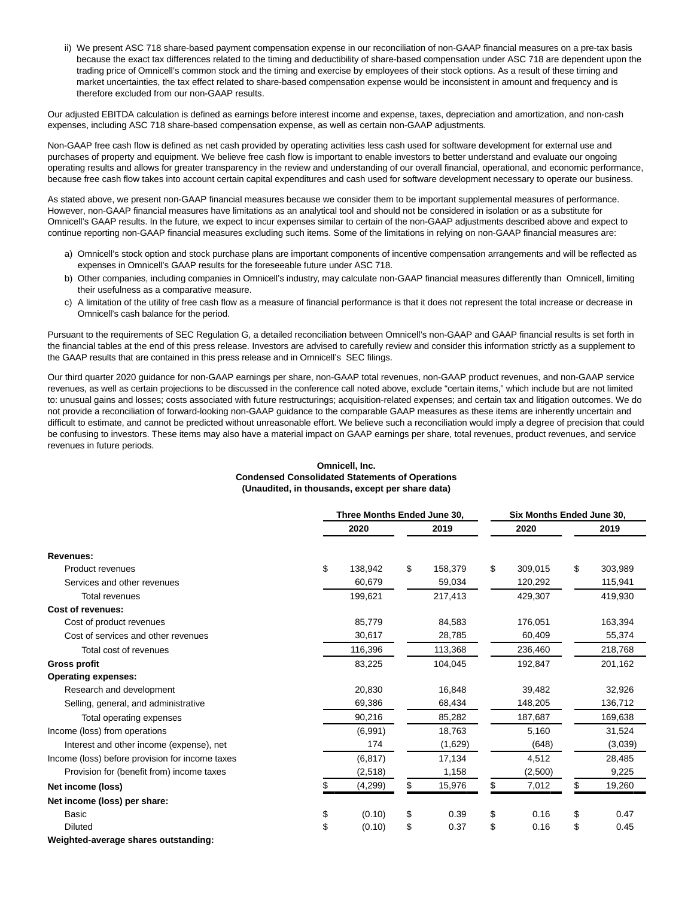ii) We present ASC 718 share-based payment compensation expense in our reconciliation of non-GAAP financial measures on a pre-tax basis because the exact tax differences related to the timing and deductibility of share-based compensation under ASC 718 are dependent upon the trading price of Omnicell's common stock and the timing and exercise by employees of their stock options. As a result of these timing and market uncertainties, the tax effect related to share-based compensation expense would be inconsistent in amount and frequency and is therefore excluded from our non-GAAP results.

Our adjusted EBITDA calculation is defined as earnings before interest income and expense, taxes, depreciation and amortization, and non-cash expenses, including ASC 718 share-based compensation expense, as well as certain non-GAAP adjustments.

Non-GAAP free cash flow is defined as net cash provided by operating activities less cash used for software development for external use and purchases of property and equipment. We believe free cash flow is important to enable investors to better understand and evaluate our ongoing operating results and allows for greater transparency in the review and understanding of our overall financial, operational, and economic performance, because free cash flow takes into account certain capital expenditures and cash used for software development necessary to operate our business.

As stated above, we present non-GAAP financial measures because we consider them to be important supplemental measures of performance. However, non-GAAP financial measures have limitations as an analytical tool and should not be considered in isolation or as a substitute for Omnicell's GAAP results. In the future, we expect to incur expenses similar to certain of the non-GAAP adjustments described above and expect to continue reporting non-GAAP financial measures excluding such items. Some of the limitations in relying on non-GAAP financial measures are:

a) Omnicell's stock option and stock purchase plans are important components of incentive compensation arrangements and will be reflected as expenses in Omnicell's GAAP results for the foreseeable future under ASC 718.
b) Other companies, including companies in Omnicell's industry, may calculate non-GAAP financial measures differently than Omnicell, limiting their usefulness as a comparative measure.
c) A limitation of the utility of free cash flow as a measure of financial performance is that it does not represent the total increase or decrease in Omnicell's cash balance for the period.

Pursuant to the requirements of SEC Regulation G, a detailed reconciliation between Omnicell's non-GAAP and GAAP financial results is set forth in the financial tables at the end of this press release. Investors are advised to carefully review and consider this information strictly as a supplement to the GAAP results that are contained in this press release and in Omnicell's SEC filings.

Our third quarter 2020 guidance for non-GAAP earnings per share, non-GAAP total revenues, non-GAAP product revenues, and non-GAAP service revenues, as well as certain projections to be discussed in the conference call noted above, exclude "certain items," which include but are not limited to: unusual gains and losses; costs associated with future restructurings; acquisition-related expenses; and certain tax and litigation outcomes. We do not provide a reconciliation of forward-looking non-GAAP guidance to the comparable GAAP measures as these items are inherently uncertain and difficult to estimate, and cannot be predicted without unreasonable effort. We believe such a reconciliation would imply a degree of precision that could be confusing to investors. These items may also have a material impact on GAAP earnings per share, total revenues, product revenues, and service revenues in future periods.

**Omnicell, Inc.**
**Condensed Consolidated Statements of Operations**
**(Unaudited, in thousands, except per share data)**

| | Three Months Ended June 30, | | Six Months Ended June 30, | |
|---|---|---|---|---|
| | 2020 | 2019 | 2020 | 2019 |
| **Revenues:** | | | | |
| Product revenues | $ 138,942 | $ 158,379 | $ 309,015 | $ 303,989 |
| Services and other revenues | 60,679 | 59,034 | 120,292 | 115,941 |
| Total revenues | 199,621 | 217,413 | 429,307 | 419,930 |
| **Cost of revenues:** | | | | |
| Cost of product revenues | 85,779 | 84,583 | 176,051 | 163,394 |
| Cost of services and other revenues | 30,617 | 28,785 | 60,409 | 55,374 |
| Total cost of revenues | 116,396 | 113,368 | 236,460 | 218,768 |
| **Gross profit** | 83,225 | 104,045 | 192,847 | 201,162 |
| **Operating expenses:** | | | | |
| Research and development | 20,830 | 16,848 | 39,482 | 32,926 |
| Selling, general, and administrative | 69,386 | 68,434 | 148,205 | 136,712 |
| Total operating expenses | 90,216 | 85,282 | 187,687 | 169,638 |
| Income (loss) from operations | (6,991) | 18,763 | 5,160 | 31,524 |
| Interest and other income (expense), net | 174 | (1,629) | (648) | (3,039) |
| Income (loss) before provision for income taxes | (6,817) | 17,134 | 4,512 | 28,485 |
| Provision for (benefit from) income taxes | (2,518) | 1,158 | (2,500) | 9,225 |
| **Net income (loss)** | $ (4,299) | $ 15,976 | $ 7,012 | $ 19,260 |
| **Net income (loss) per share:** | | | | |
| Basic | $ (0.10) | $ 0.39 | $ 0.16 | $ 0.47 |
| Diluted | $ (0.10) | $ 0.37 | $ 0.16 | $ 0.45 |
| **Weighted-average shares outstanding:** | | | | |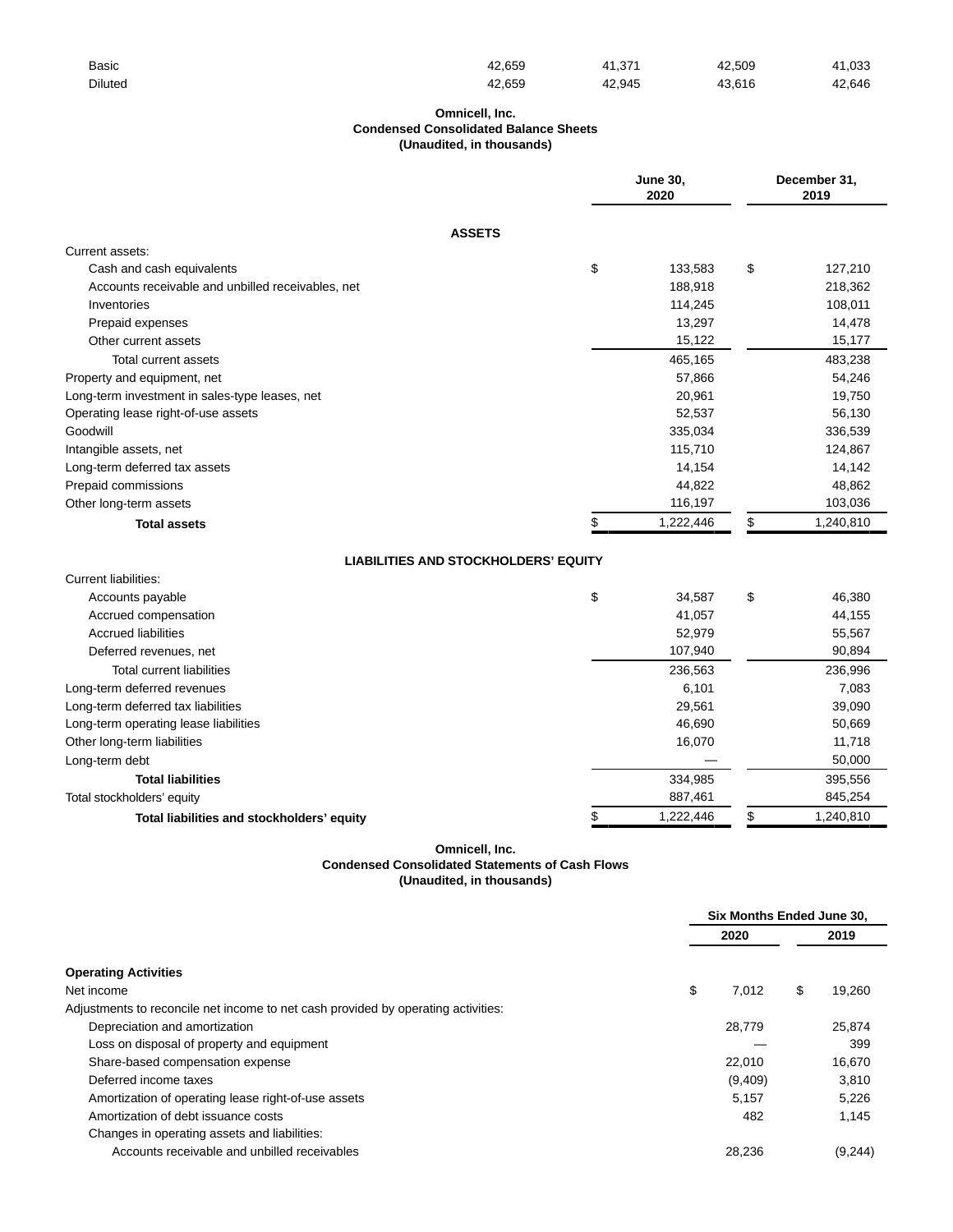| | | | | |
|---|---|---|---|---|
| Basic | 42,659 | 41,371 | 42,509 | 41,033 |
| Diluted | 42,659 | 42,945 | 43,616 | 42,646 |

**Omnicell, Inc.**
**Condensed Consolidated Balance Sheets**
**(Unaudited, in thousands)**

| | June 30, 2020 | December 31, 2019 |
|---|---|---|
| **ASSETS** | | |
| Current assets: | | |
| Cash and cash equivalents | $ 133,583 | $ 127,210 |
| Accounts receivable and unbilled receivables, net | 188,918 | 218,362 |
| Inventories | 114,245 | 108,011 |
| Prepaid expenses | 13,297 | 14,478 |
| Other current assets | 15,122 | 15,177 |
| Total current assets | 465,165 | 483,238 |
| Property and equipment, net | 57,866 | 54,246 |
| Long-term investment in sales-type leases, net | 20,961 | 19,750 |
| Operating lease right-of-use assets | 52,537 | 56,130 |
| Goodwill | 335,034 | 336,539 |
| Intangible assets, net | 115,710 | 124,867 |
| Long-term deferred tax assets | 14,154 | 14,142 |
| Prepaid commissions | 44,822 | 48,862 |
| Other long-term assets | 116,197 | 103,036 |
| **Total assets** | $ 1,222,446 | $ 1,240,810 |
| **LIABILITIES AND STOCKHOLDERS' EQUITY** | | |
| Current liabilities: | | |
| Accounts payable | $ 34,587 | $ 46,380 |
| Accrued compensation | 41,057 | 44,155 |
| Accrued liabilities | 52,979 | 55,567 |
| Deferred revenues, net | 107,940 | 90,894 |
| Total current liabilities | 236,563 | 236,996 |
| Long-term deferred revenues | 6,101 | 7,083 |
| Long-term deferred tax liabilities | 29,561 | 39,090 |
| Long-term operating lease liabilities | 46,690 | 50,669 |
| Other long-term liabilities | 16,070 | 11,718 |
| Long-term debt | — | 50,000 |
| **Total liabilities** | 334,985 | 395,556 |
| Total stockholders' equity | 887,461 | 845,254 |
| **Total liabilities and stockholders' equity** | $ 1,222,446 | $ 1,240,810 |

**Omnicell, Inc.**
**Condensed Consolidated Statements of Cash Flows**
**(Unaudited, in thousands)**

| | Six Months Ended June 30, | |
|---|---|---|
| | 2020 | 2019 |
| **Operating Activities** | | |
| Net income | $ 7,012 | $ 19,260 |
| Adjustments to reconcile net income to net cash provided by operating activities: | | |
| Depreciation and amortization | 28,779 | 25,874 |
| Loss on disposal of property and equipment | — | 399 |
| Share-based compensation expense | 22,010 | 16,670 |
| Deferred income taxes | (9,409) | 3,810 |
| Amortization of operating lease right-of-use assets | 5,157 | 5,226 |
| Amortization of debt issuance costs | 482 | 1,145 |
| Changes in operating assets and liabilities: | | |
| Accounts receivable and unbilled receivables | 28,236 | (9,244) |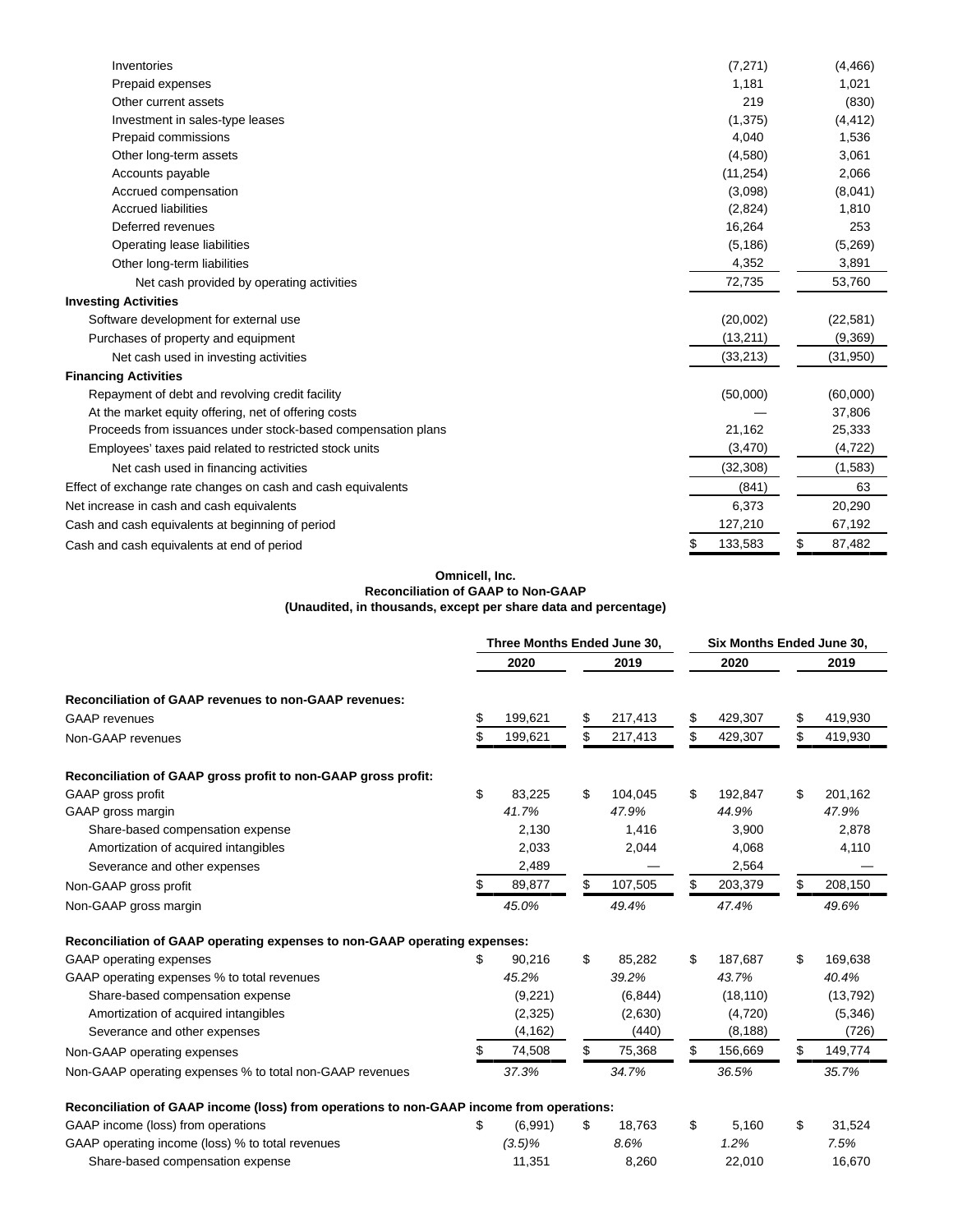| | | |
|---|---|---|
| Inventories | (7,271) | (4,466) |
| Prepaid expenses | 1,181 | 1,021 |
| Other current assets | 219 | (830) |
| Investment in sales-type leases | (1,375) | (4,412) |
| Prepaid commissions | 4,040 | 1,536 |
| Other long-term assets | (4,580) | 3,061 |
| Accounts payable | (11,254) | 2,066 |
| Accrued compensation | (3,098) | (8,041) |
| Accrued liabilities | (2,824) | 1,810 |
| Deferred revenues | 16,264 | 253 |
| Operating lease liabilities | (5,186) | (5,269) |
| Other long-term liabilities | 4,352 | 3,891 |
| Net cash provided by operating activities | 72,735 | 53,760 |
| **Investing Activities** | | |
| Software development for external use | (20,002) | (22,581) |
| Purchases of property and equipment | (13,211) | (9,369) |
| Net cash used in investing activities | (33,213) | (31,950) |
| **Financing Activities** | | |
| Repayment of debt and revolving credit facility | (50,000) | (60,000) |
| At the market equity offering, net of offering costs | — | 37,806 |
| Proceeds from issuances under stock-based compensation plans | 21,162 | 25,333 |
| Employees' taxes paid related to restricted stock units | (3,470) | (4,722) |
| Net cash used in financing activities | (32,308) | (1,583) |
| Effect of exchange rate changes on cash and cash equivalents | (841) | 63 |
| Net increase in cash and cash equivalents | 6,373 | 20,290 |
| Cash and cash equivalents at beginning of period | 127,210 | 67,192 |
| Cash and cash equivalents at end of period | $ 133,583 | $ 87,482 |

**Omnicell, Inc.**
**Reconciliation of GAAP to Non-GAAP**
**(Unaudited, in thousands, except per share data and percentage)**

| | Three Months Ended June 30, | | Six Months Ended June 30, | |
|---|---|---|---|---|
| | 2020 | 2019 | 2020 | 2019 |
| **Reconciliation of GAAP revenues to non-GAAP revenues:** | | | | |
| GAAP revenues | $ 199,621 | $ 217,413 | $ 429,307 | $ 419,930 |
| Non-GAAP revenues | $ 199,621 | $ 217,413 | $ 429,307 | $ 419,930 |
| **Reconciliation of GAAP gross profit to non-GAAP gross profit:** | | | | |
| GAAP gross profit | $ 83,225 | $ 104,045 | $ 192,847 | $ 201,162 |
| GAAP gross margin | *41.7%* | *47.9%* | *44.9%* | *47.9%* |
| Share-based compensation expense | 2,130 | 1,416 | 3,900 | 2,878 |
| Amortization of acquired intangibles | 2,033 | 2,044 | 4,068 | 4,110 |
| Severance and other expenses | 2,489 | — | 2,564 | — |
| Non-GAAP gross profit | $ 89,877 | $ 107,505 | $ 203,379 | $ 208,150 |
| Non-GAAP gross margin | *45.0%* | *49.4%* | *47.4%* | *49.6%* |
| **Reconciliation of GAAP operating expenses to non-GAAP operating expenses:** | | | | |
| GAAP operating expenses | $ 90,216 | $ 85,282 | $ 187,687 | $ 169,638 |
| GAAP operating expenses % to total revenues | *45.2%* | *39.2%* | *43.7%* | *40.4%* |
| Share-based compensation expense | (9,221) | (6,844) | (18,110) | (13,792) |
| Amortization of acquired intangibles | (2,325) | (2,630) | (4,720) | (5,346) |
| Severance and other expenses | (4,162) | (440) | (8,188) | (726) |
| Non-GAAP operating expenses | $ 74,508 | $ 75,368 | $ 156,669 | $ 149,774 |
| Non-GAAP operating expenses % to total non-GAAP revenues | *37.3%* | *34.7%* | *36.5%* | *35.7%* |
| **Reconciliation of GAAP income (loss) from operations to non-GAAP income from operations:** | | | | |
| GAAP income (loss) from operations | $ (6,991) | $ 18,763 | $ 5,160 | $ 31,524 |
| GAAP operating income (loss) % to total revenues | *(3.5)%* | *8.6%* | *1.2%* | *7.5%* |
| Share-based compensation expense | 11,351 | 8,260 | 22,010 | 16,670 |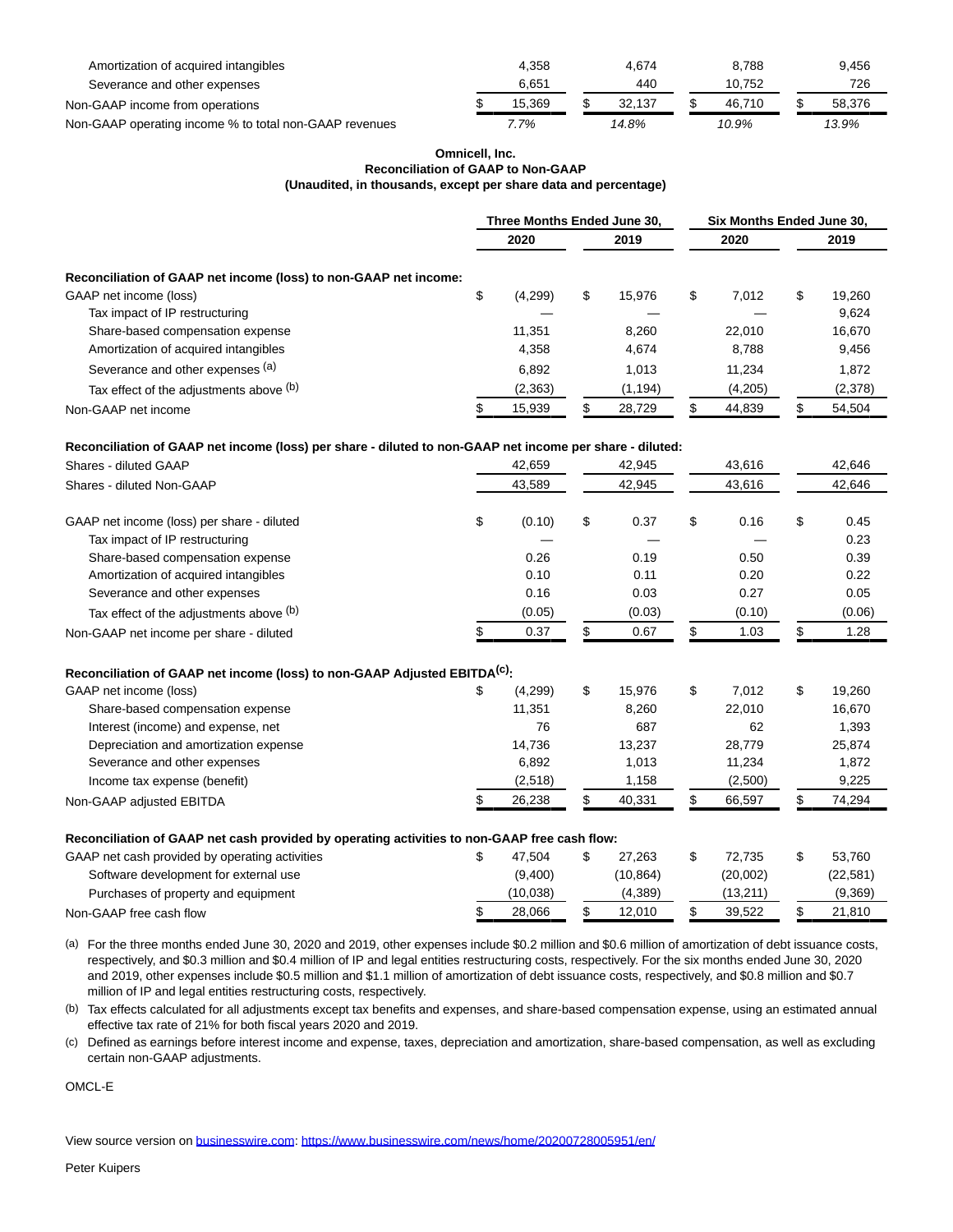| | Three Months Ended June 30, 2020 | Three Months Ended June 30, 2019 | Six Months Ended June 30, 2020 | Six Months Ended June 30, 2019 |
|---|---|---|---|---|
| Amortization of acquired intangibles | 4,358 | 4,674 | 8,788 | 9,456 |
| Severance and other expenses | 6,651 | 440 | 10,752 | 726 |
| Non-GAAP income from operations | $ 15,369 | $ 32,137 | $ 46,710 | $ 58,376 |
| Non-GAAP operating income % to total non-GAAP revenues | *7.7%* | *14.8%* | *10.9%* | *13.9%* |

**Omnicell, Inc.**
**Reconciliation of GAAP to Non-GAAP**
**(Unaudited, in thousands, except per share data and percentage)**

| | Three Months Ended June 30, | | Six Months Ended June 30, | |
|---|---|---|---|---|
| | 2020 | 2019 | 2020 | 2019 |
| **Reconciliation of GAAP net income (loss) to non-GAAP net income:** | | | | |
| GAAP net income (loss) | $ (4,299) | $ 15,976 | $ 7,012 | $ 19,260 |
| Tax impact of IP restructuring | — | — | — | 9,624 |
| Share-based compensation expense | 11,351 | 8,260 | 22,010 | 16,670 |
| Amortization of acquired intangibles | 4,358 | 4,674 | 8,788 | 9,456 |
| Severance and other expenses [(a)] | 6,892 | 1,013 | 11,234 | 1,872 |
| Tax effect of the adjustments above [(b)] | (2,363) | (1,194) | (4,205) | (2,378) |
| Non-GAAP net income | $ 15,939 | $ 28,729 | $ 44,839 | $ 54,504 |
| **Reconciliation of GAAP net income (loss) per share - diluted to non-GAAP net income per share - diluted:** | | | | |
| Shares - diluted GAAP | 42,659 | 42,945 | 43,616 | 42,646 |
| Shares - diluted Non-GAAP | 43,589 | 42,945 | 43,616 | 42,646 |
| GAAP net income (loss) per share - diluted | $ (0.10) | $ 0.37 | $ 0.16 | $ 0.45 |
| Tax impact of IP restructuring | — | — | — | 0.23 |
| Share-based compensation expense | 0.26 | 0.19 | 0.50 | 0.39 |
| Amortization of acquired intangibles | 0.10 | 0.11 | 0.20 | 0.22 |
| Severance and other expenses | 0.16 | 0.03 | 0.27 | 0.05 |
| Tax effect of the adjustments above [(b)] | (0.05) | (0.03) | (0.10) | (0.06) |
| Non-GAAP net income per share - diluted | $ 0.37 | $ 0.67 | $ 1.03 | $ 1.28 |
| **Reconciliation of GAAP net income (loss) to non-GAAP Adjusted EBITDA[(c)]:** | | | | |
| GAAP net income (loss) | $ (4,299) | $ 15,976 | $ 7,012 | $ 19,260 |
| Share-based compensation expense | 11,351 | 8,260 | 22,010 | 16,670 |
| Interest (income) and expense, net | 76 | 687 | 62 | 1,393 |
| Depreciation and amortization expense | 14,736 | 13,237 | 28,779 | 25,874 |
| Severance and other expenses | 6,892 | 1,013 | 11,234 | 1,872 |
| Income tax expense (benefit) | (2,518) | 1,158 | (2,500) | 9,225 |
| Non-GAAP adjusted EBITDA | $ 26,238 | $ 40,331 | $ 66,597 | $ 74,294 |
| **Reconciliation of GAAP net cash provided by operating activities to non-GAAP free cash flow:** | | | | |
| GAAP net cash provided by operating activities | $ 47,504 | $ 27,263 | $ 72,735 | $ 53,760 |
| Software development for external use | (9,400) | (10,864) | (20,002) | (22,581) |
| Purchases of property and equipment | (10,038) | (4,389) | (13,211) | (9,369) |
| Non-GAAP free cash flow | $ 28,066 | $ 12,010 | $ 39,522 | $ 21,810 |

(a) For the three months ended June 30, 2020 and 2019, other expenses include $0.2 million and $0.6 million of amortization of debt issuance costs, respectively, and $0.3 million and $0.4 million of IP and legal entities restructuring costs, respectively. For the six months ended June 30, 2020 and 2019, other expenses include $0.5 million and $1.1 million of amortization of debt issuance costs, respectively, and $0.8 million and $0.7 million of IP and legal entities restructuring costs, respectively.

(b) Tax effects calculated for all adjustments except tax benefits and expenses, and share-based compensation expense, using an estimated annual effective tax rate of 21% for both fiscal years 2020 and 2019.

(c) Defined as earnings before interest income and expense, taxes, depreciation and amortization, share-based compensation, as well as excluding certain non-GAAP adjustments.

OMCL-E

View source version on businesswire.com: https://www.businesswire.com/news/home/20200728005951/en/

Peter Kuipers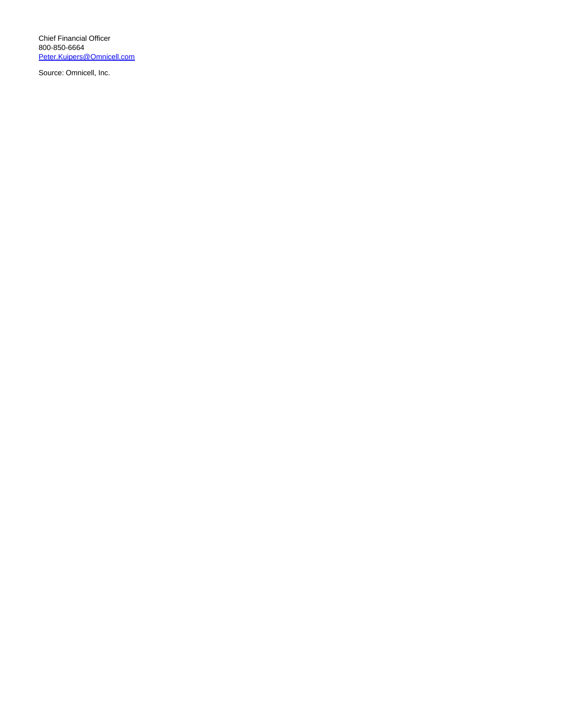Chief Financial Officer
800-850-6664
Peter.Kuipers@Omnicell.com

Source: Omnicell, Inc.